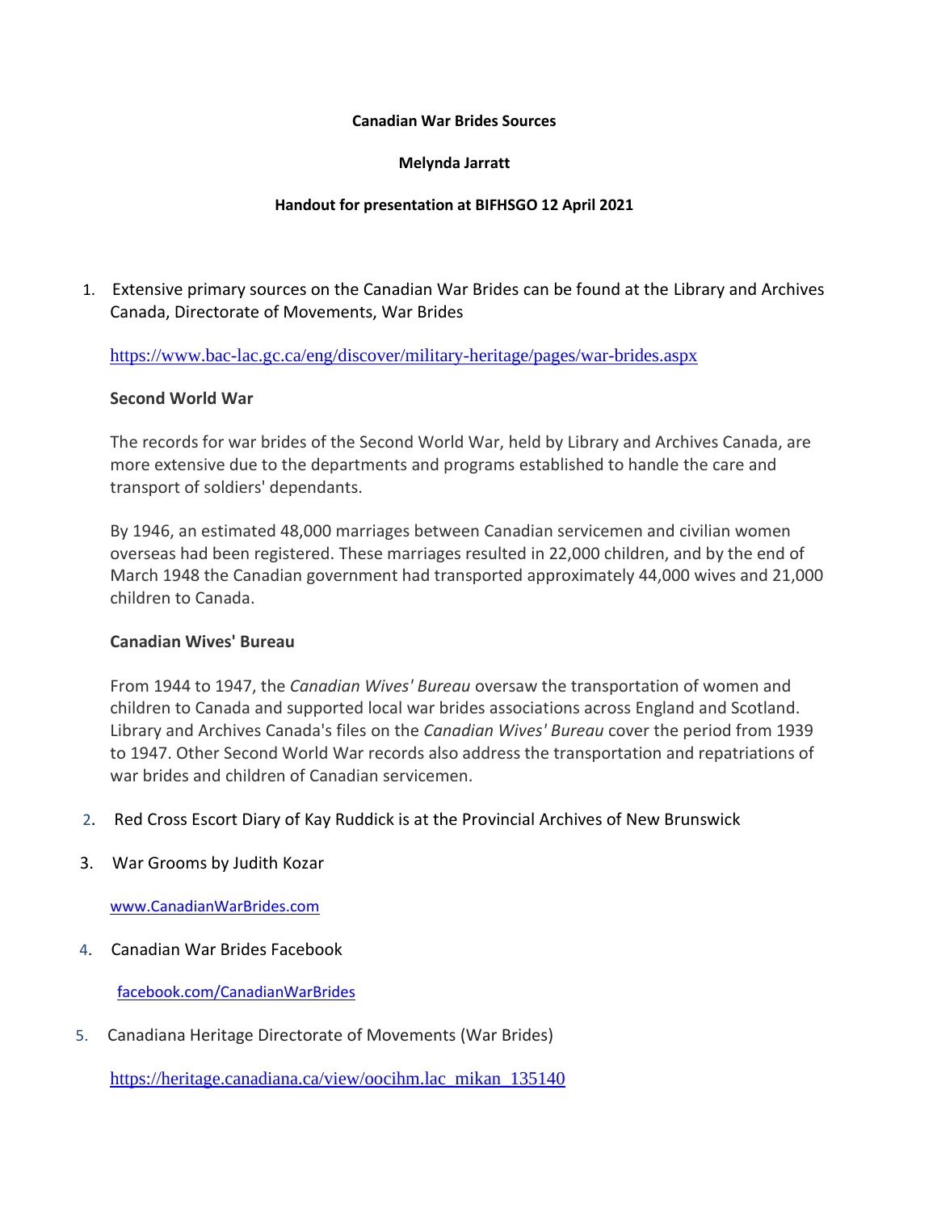**Canadian War Brides Sources**

**Melynda Jarratt**

**Handout for presentation at BIFHSGO 12 April 2021**

1. Extensive primary sources on the Canadian War Brides can be found at the Library and Archives Canada, Directorate of Movements, War Brides

   https://www.bac-lac.gc.ca/eng/discover/military-heritage/pages/war-brides.aspx

   **Second World War**

   The records for war brides of the Second World War, held by Library and Archives Canada, are more extensive due to the departments and programs established to handle the care and transport of soldiers' dependants.

   By 1946, an estimated 48,000 marriages between Canadian servicemen and civilian women overseas had been registered. These marriages resulted in 22,000 children, and by the end of March 1948 the Canadian government had transported approximately 44,000 wives and 21,000 children to Canada.

   **Canadian Wives' Bureau**

   From 1944 to 1947, the *Canadian Wives' Bureau* oversaw the transportation of women and children to Canada and supported local war brides associations across England and Scotland. Library and Archives Canada's files on the *Canadian Wives' Bureau* cover the period from 1939 to 1947. Other Second World War records also address the transportation and repatriations of war brides and children of Canadian servicemen.

2. Red Cross Escort Diary of Kay Ruddick is at the Provincial Archives of New Brunswick

3. War Grooms by Judith Kozar

   www.CanadianWarBrides.com

4. Canadian War Brides Facebook

   facebook.com/CanadianWarBrides

5. Canadiana Heritage Directorate of Movements (War Brides)

   https://heritage.canadiana.ca/view/oocihm.lac_mikan_135140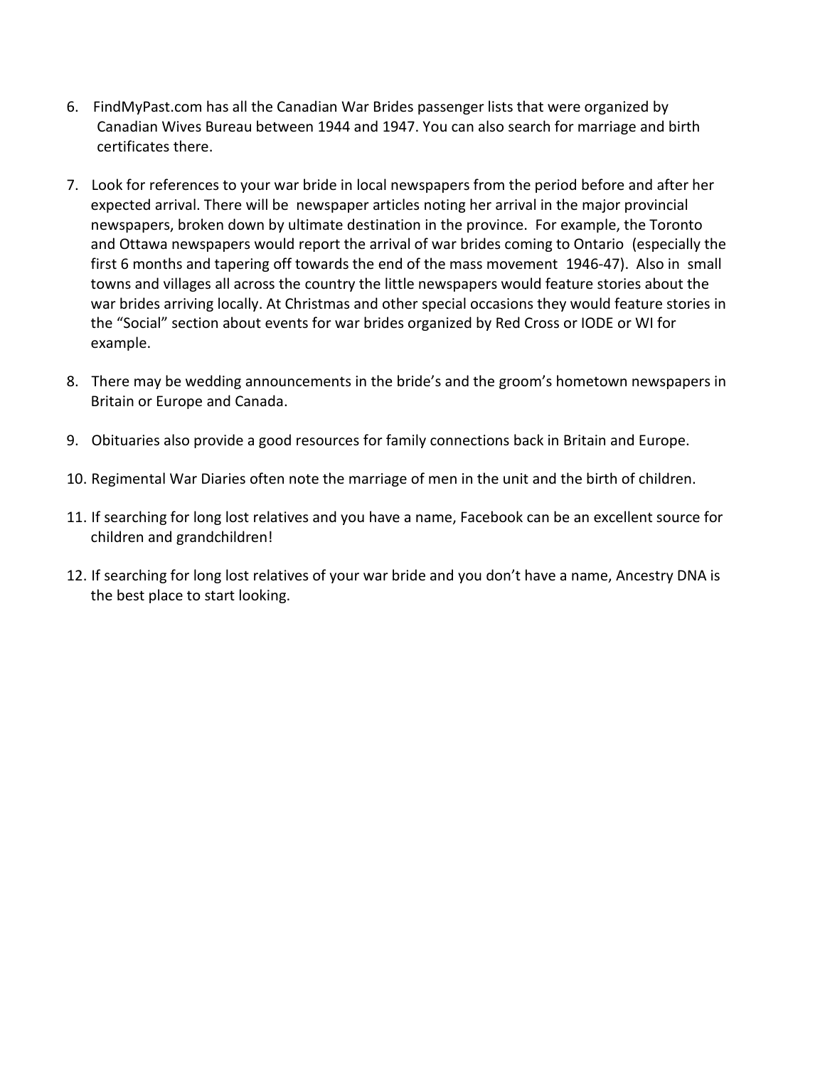6. FindMyPast.com has all the Canadian War Brides passenger lists that were organized by Canadian Wives Bureau between 1944 and 1947. You can also search for marriage and birth certificates there.

7. Look for references to your war bride in local newspapers from the period before and after her expected arrival. There will be newspaper articles noting her arrival in the major provincial newspapers, broken down by ultimate destination in the province. For example, the Toronto and Ottawa newspapers would report the arrival of war brides coming to Ontario (especially the first 6 months and tapering off towards the end of the mass movement 1946-47). Also in small towns and villages all across the country the little newspapers would feature stories about the war brides arriving locally. At Christmas and other special occasions they would feature stories in the "Social" section about events for war brides organized by Red Cross or IODE or WI for example.

8. There may be wedding announcements in the bride's and the groom's hometown newspapers in Britain or Europe and Canada.

9. Obituaries also provide a good resources for family connections back in Britain and Europe.

10. Regimental War Diaries often note the marriage of men in the unit and the birth of children.

11. If searching for long lost relatives and you have a name, Facebook can be an excellent source for children and grandchildren!

12. If searching for long lost relatives of your war bride and you don't have a name, Ancestry DNA is the best place to start looking.